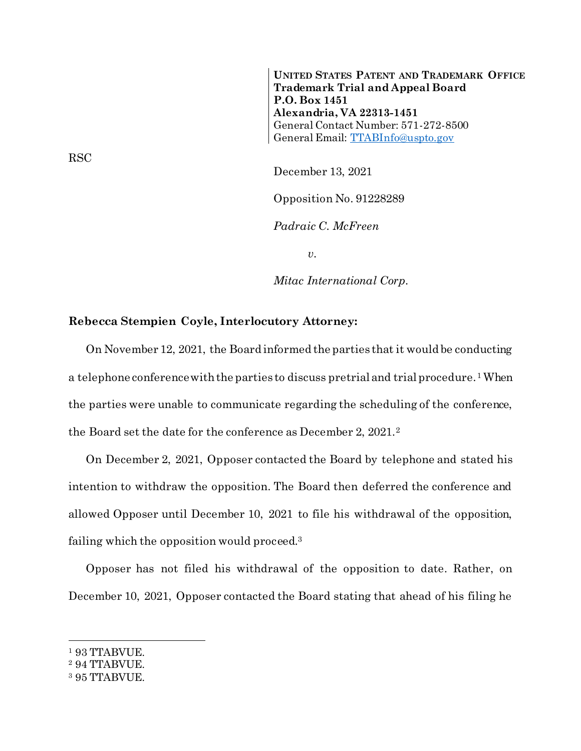**UNITED STATES PATENT AND TRADEMARK OFFICE**
**Trademark Trial and Appeal Board**
**P.O. Box 1451**
**Alexandria, VA 22313-1451**
General Contact Number: 571-272-8500
General Email: TTABInfo@uspto.gov

RSC

December 13, 2021

Opposition No. 91228289

*Padraic C. McFreen*

*v.*

*Mitac International Corp.*

**Rebecca Stempien Coyle, Interlocutory Attorney:**

On November 12, 2021, the Board informed the parties that it would be conducting a telephone conference with the parties to discuss pretrial and trial procedure.[1] When the parties were unable to communicate regarding the scheduling of the conference, the Board set the date for the conference as December 2, 2021.[2]

On December 2, 2021, Opposer contacted the Board by telephone and stated his intention to withdraw the opposition. The Board then deferred the conference and allowed Opposer until December 10, 2021 to file his withdrawal of the opposition, failing which the opposition would proceed.[3]

Opposer has not filed his withdrawal of the opposition to date. Rather, on December 10, 2021, Opposer contacted the Board stating that ahead of his filing he

---

[1] 93 TTABVUE.
[2] 94 TTABVUE.
[3] 95 TTABVUE.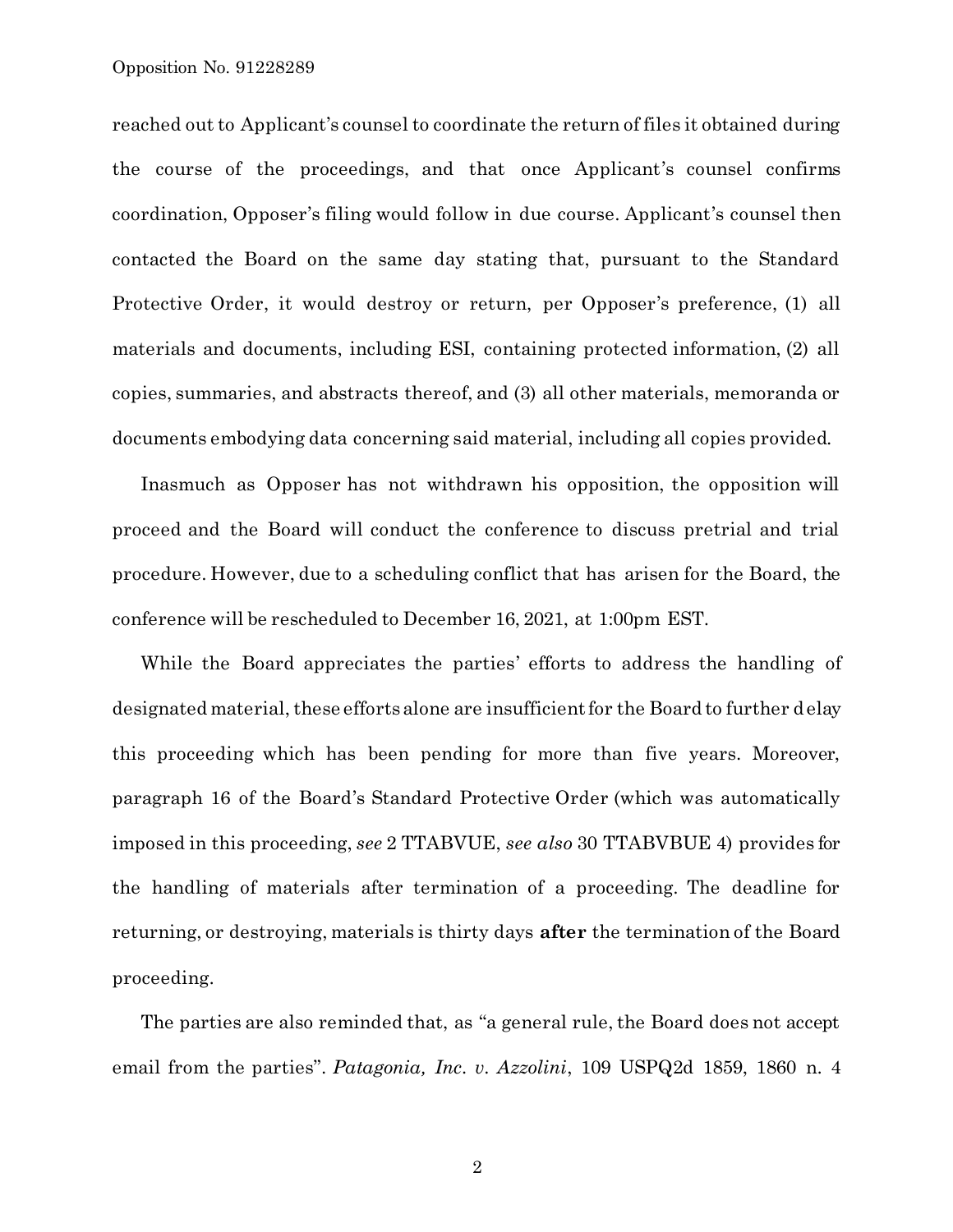reached out to Applicant's counsel to coordinate the return of files it obtained during the course of the proceedings, and that once Applicant's counsel confirms coordination, Opposer's filing would follow in due course. Applicant's counsel then contacted the Board on the same day stating that, pursuant to the Standard Protective Order, it would destroy or return, per Opposer's preference, (1) all materials and documents, including ESI, containing protected information, (2) all copies, summaries, and abstracts thereof, and (3) all other materials, memoranda or documents embodying data concerning said material, including all copies provided.

Inasmuch as Opposer has not withdrawn his opposition, the opposition will proceed and the Board will conduct the conference to discuss pretrial and trial procedure. However, due to a scheduling conflict that has arisen for the Board, the conference will be rescheduled to December 16, 2021, at 1:00pm EST.

While the Board appreciates the parties' efforts to address the handling of designated material, these efforts alone are insufficient for the Board to further delay this proceeding which has been pending for more than five years. Moreover, paragraph 16 of the Board's Standard Protective Order (which was automatically imposed in this proceeding, *see* 2 TTABVUE, *see also* 30 TTABVBUE 4) provides for the handling of materials after termination of a proceeding. The deadline for returning, or destroying, materials is thirty days **after** the termination of the Board proceeding.

The parties are also reminded that, as "a general rule, the Board does not accept email from the parties". *Patagonia, Inc. v. Azzolini*, 109 USPQ2d 1859, 1860 n. 4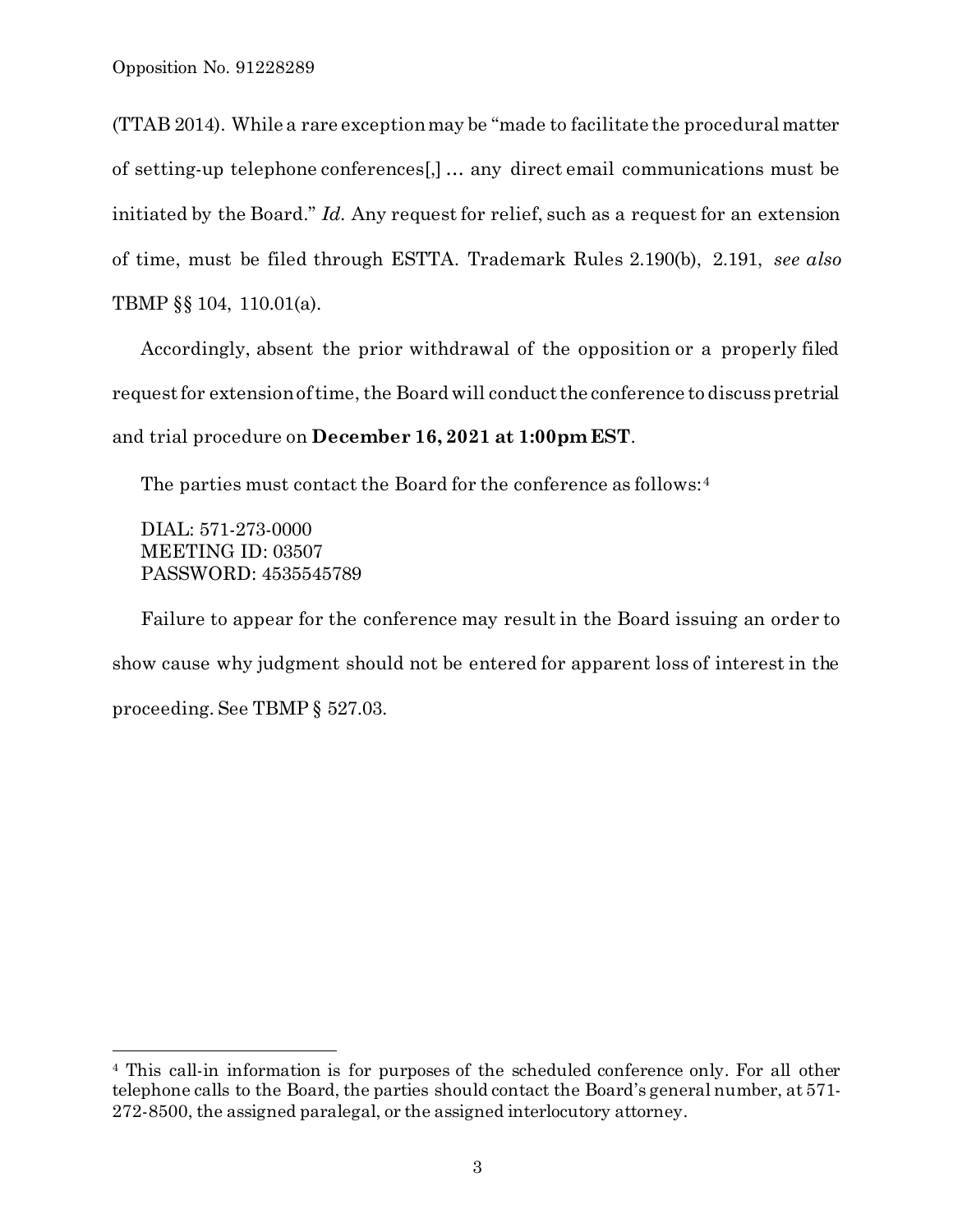(TTAB 2014). While a rare exception may be "made to facilitate the procedural matter of setting-up telephone conferences[,] … any direct email communications must be initiated by the Board." *Id.* Any request for relief, such as a request for an extension of time, must be filed through ESTTA. Trademark Rules 2.190(b), 2.191, *see also* TBMP §§ 104, 110.01(a).

Accordingly, absent the prior withdrawal of the opposition or a properly filed request for extension of time, the Board will conduct the conference to discuss pretrial and trial procedure on **December 16, 2021 at 1:00pm EST**.

The parties must contact the Board for the conference as follows:[4]

DIAL: 571-273-0000
MEETING ID: 03507
PASSWORD: 4535545789

Failure to appear for the conference may result in the Board issuing an order to show cause why judgment should not be entered for apparent loss of interest in the proceeding. See TBMP § 527.03.

---

[4] This call-in information is for purposes of the scheduled conference only. For all other telephone calls to the Board, the parties should contact the Board's general number, at 571-272-8500, the assigned paralegal, or the assigned interlocutory attorney.